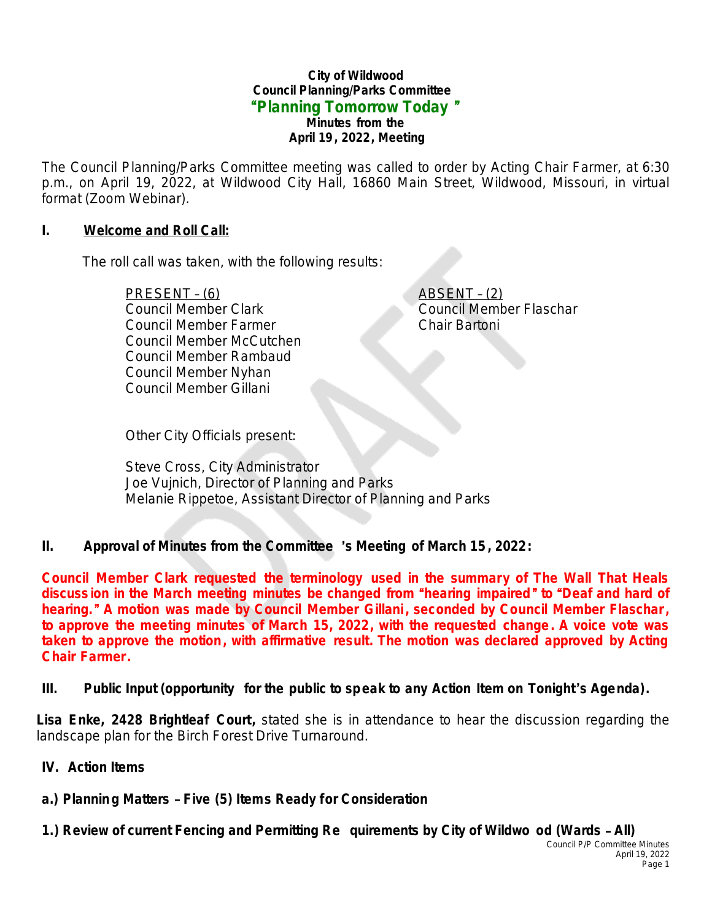**City of Wildwood**
**Council Planning/Parks Committee**
**"Planning Tomorrow Today"**
**Minutes from the**
**April 19, 2022, Meeting**

The Council Planning/Parks Committee meeting was called to order by Acting Chair Farmer, at 6:30 p.m., on April 19, 2022, at Wildwood City Hall, 16860 Main Street, Wildwood, Missouri, in virtual format (Zoom Webinar).

## I. Welcome and Roll Call:

The roll call was taken, with the following results:

PRESENT – (6)
Council Member Clark
Council Member Farmer
Council Member McCutchen
Council Member Rambaud
Council Member Nyhan
Council Member Gillani

ABSENT – (2)
Council Member Flaschar
Chair Bartoni

Other City Officials present:

Steve Cross, City Administrator
Joe Vujnich, Director of Planning and Parks
Melanie Rippetoe, Assistant Director of Planning and Parks

## II. Approval of Minutes from the Committee's Meeting of March 15, 2022:

**Council Member Clark requested the terminology used in the summary of The Wall That Heals discussion in the March meeting minutes be changed from "hearing impaired" to "Deaf and hard of hearing." A motion was made by Council Member Gillani, seconded by Council Member Flaschar, to approve the meeting minutes of March 15, 2022, with the requested change. A voice vote was taken to approve the motion, with affirmative result. The motion was declared approved by Acting Chair Farmer.**

## III. Public Input (opportunity for the public to speak to any Action Item on Tonight's Agenda).

**Lisa Enke, 2428 Brightleaf Court,** stated she is in attendance to hear the discussion regarding the landscape plan for the Birch Forest Drive Turnaround.

## IV. Action Items

### a.) Planning Matters – Five (5) Items Ready for Consideration

**1.) Review of current Fencing and Permitting Requirements by City of Wildwood (Wards – All)**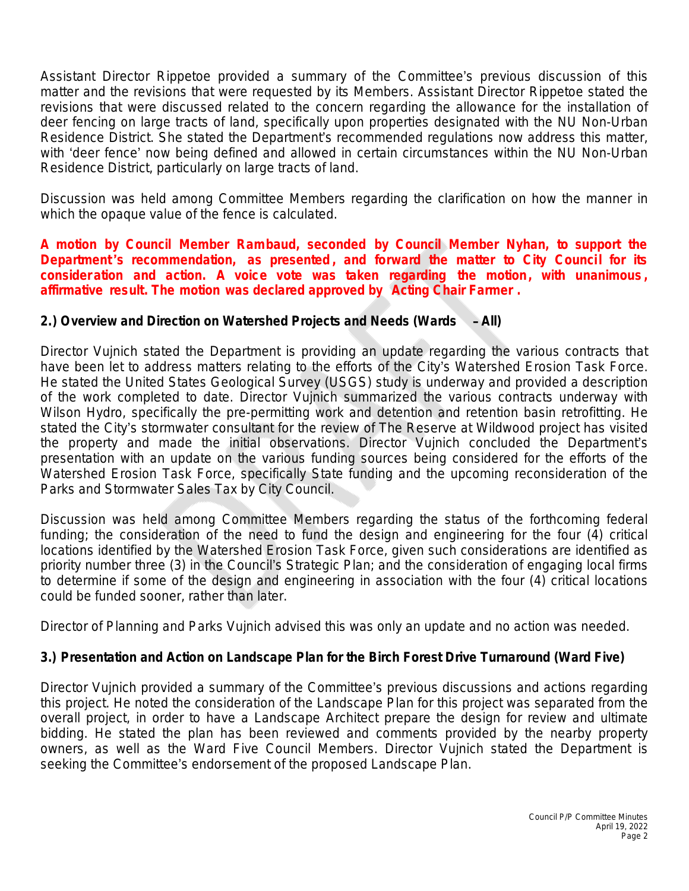Assistant Director Rippetoe provided a summary of the Committee's previous discussion of this matter and the revisions that were requested by its Members. Assistant Director Rippetoe stated the revisions that were discussed related to the concern regarding the allowance for the installation of deer fencing on large tracts of land, specifically upon properties designated with the NU Non-Urban Residence District. She stated the Department's recommended regulations now address this matter, with 'deer fence' now being defined and allowed in certain circumstances within the NU Non-Urban Residence District, particularly on large tracts of land.

Discussion was held among Committee Members regarding the clarification on how the manner in which the opaque value of the fence is calculated.

**A motion by Council Member Rambaud, seconded by Council Member Nyhan, to support the Department's recommendation, as presented, and forward the matter to City Council for its consideration and action. A voice vote was taken regarding the motion, with unanimous, affirmative result. The motion was declared approved by Acting Chair Farmer.**

**2.) Overview and Direction on Watershed Projects and Needs (Wards – All)**

Director Vujnich stated the Department is providing an update regarding the various contracts that have been let to address matters relating to the efforts of the City's Watershed Erosion Task Force. He stated the United States Geological Survey (USGS) study is underway and provided a description of the work completed to date. Director Vujnich summarized the various contracts underway with Wilson Hydro, specifically the pre-permitting work and detention and retention basin retrofitting. He stated the City's stormwater consultant for the review of The Reserve at Wildwood project has visited the property and made the initial observations. Director Vujnich concluded the Department's presentation with an update on the various funding sources being considered for the efforts of the Watershed Erosion Task Force, specifically State funding and the upcoming reconsideration of the Parks and Stormwater Sales Tax by City Council.

Discussion was held among Committee Members regarding the status of the forthcoming federal funding; the consideration of the need to fund the design and engineering for the four (4) critical locations identified by the Watershed Erosion Task Force, given such considerations are identified as priority number three (3) in the Council's Strategic Plan; and the consideration of engaging local firms to determine if some of the design and engineering in association with the four (4) critical locations could be funded sooner, rather than later.

Director of Planning and Parks Vujnich advised this was only an update and no action was needed.

**3.) Presentation and Action on Landscape Plan for the Birch Forest Drive Turnaround (Ward Five)**

Director Vujnich provided a summary of the Committee's previous discussions and actions regarding this project. He noted the consideration of the Landscape Plan for this project was separated from the overall project, in order to have a Landscape Architect prepare the design for review and ultimate bidding. He stated the plan has been reviewed and comments provided by the nearby property owners, as well as the Ward Five Council Members. Director Vujnich stated the Department is seeking the Committee's endorsement of the proposed Landscape Plan.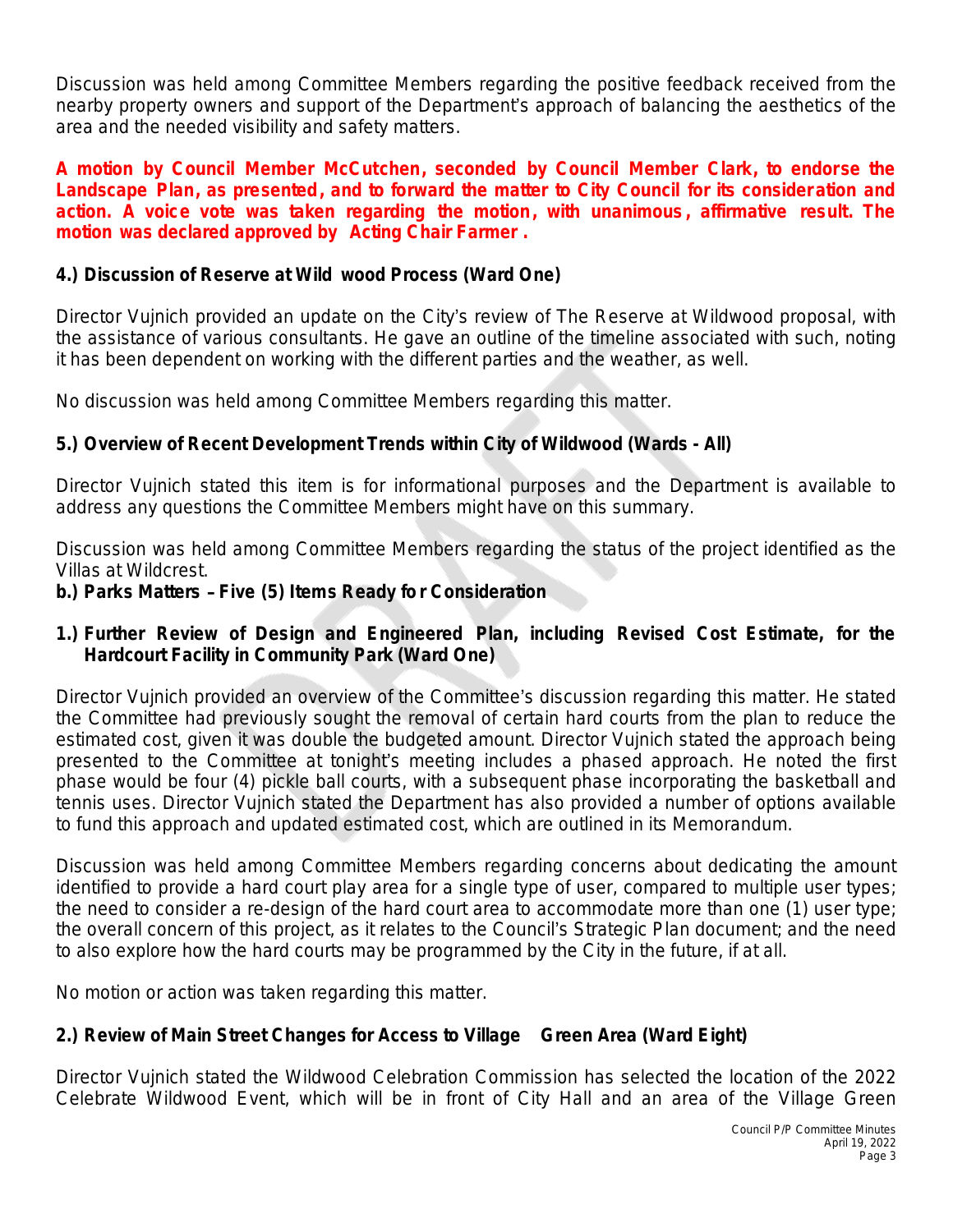Discussion was held among Committee Members regarding the positive feedback received from the nearby property owners and support of the Department's approach of balancing the aesthetics of the area and the needed visibility and safety matters.

**A motion by Council Member McCutchen, seconded by Council Member Clark, to endorse the Landscape Plan, as presented, and to forward the matter to City Council for its consideration and action. A voice vote was taken regarding the motion, with unanimous, affirmative result. The motion was declared approved by Acting Chair Farmer.**

**4.) Discussion of Reserve at Wildwood Process (Ward One)**

Director Vujnich provided an update on the City's review of The Reserve at Wildwood proposal, with the assistance of various consultants. He gave an outline of the timeline associated with such, noting it has been dependent on working with the different parties and the weather, as well.

No discussion was held among Committee Members regarding this matter.

**5.) Overview of Recent Development Trends within City of Wildwood (Wards - All)**

Director Vujnich stated this item is for informational purposes and the Department is available to address any questions the Committee Members might have on this summary.

Discussion was held among Committee Members regarding the status of the project identified as the Villas at Wildcrest.

**b.) Parks Matters – Five (5) Items Ready for Consideration**

**1.) Further Review of Design and Engineered Plan, including Revised Cost Estimate, for the Hardcourt Facility in Community Park (Ward One)**

Director Vujnich provided an overview of the Committee's discussion regarding this matter. He stated the Committee had previously sought the removal of certain hard courts from the plan to reduce the estimated cost, given it was double the budgeted amount. Director Vujnich stated the approach being presented to the Committee at tonight's meeting includes a phased approach. He noted the first phase would be four (4) pickle ball courts, with a subsequent phase incorporating the basketball and tennis uses. Director Vujnich stated the Department has also provided a number of options available to fund this approach and updated estimated cost, which are outlined in its Memorandum.

Discussion was held among Committee Members regarding concerns about dedicating the amount identified to provide a hard court play area for a single type of user, compared to multiple user types; the need to consider a re-design of the hard court area to accommodate more than one (1) user type; the overall concern of this project, as it relates to the Council's Strategic Plan document; and the need to also explore how the hard courts may be programmed by the City in the future, if at all.

No motion or action was taken regarding this matter.

**2.) Review of Main Street Changes for Access to Village Green Area (Ward Eight)**

Director Vujnich stated the Wildwood Celebration Commission has selected the location of the 2022 Celebrate Wildwood Event, which will be in front of City Hall and an area of the Village Green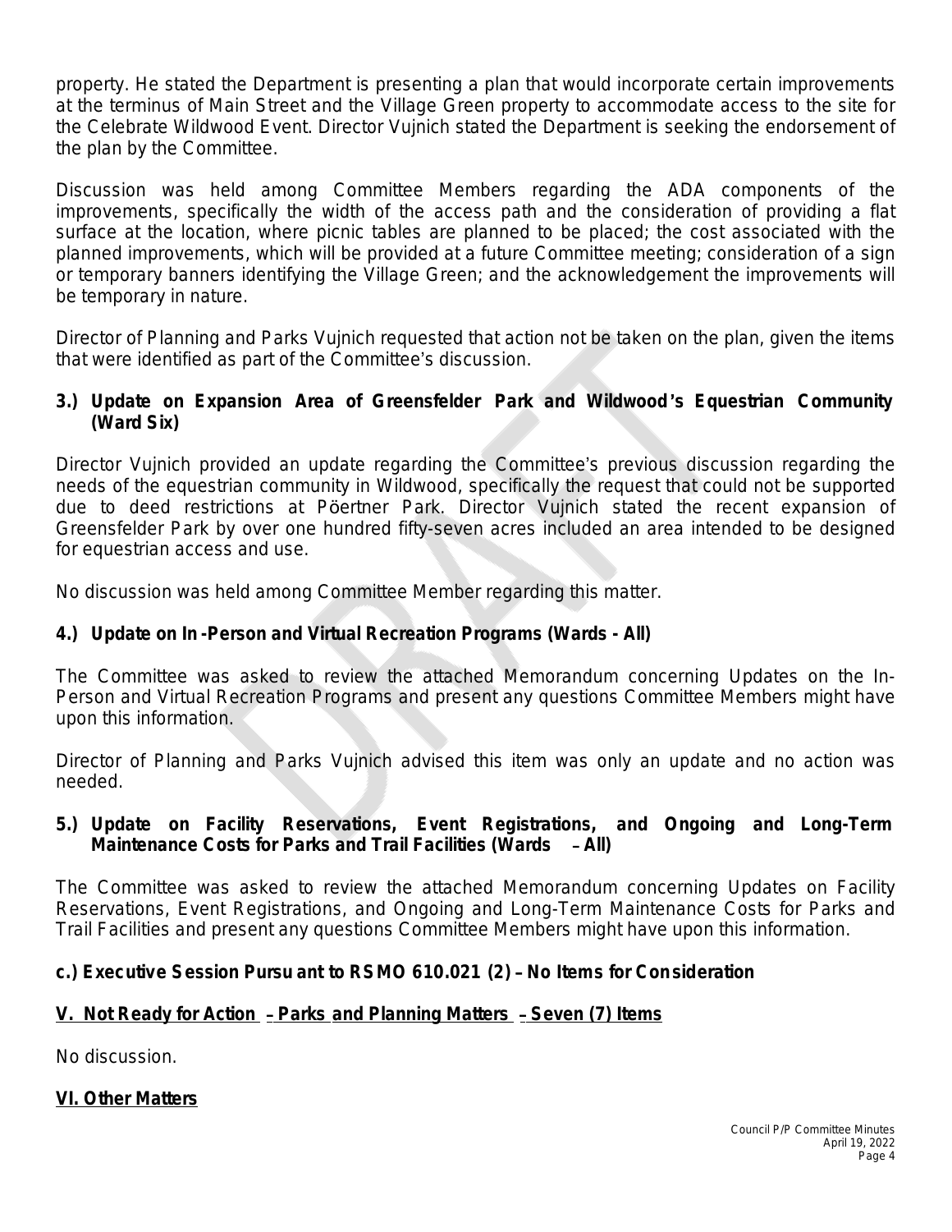property. He stated the Department is presenting a plan that would incorporate certain improvements at the terminus of Main Street and the Village Green property to accommodate access to the site for the Celebrate Wildwood Event. Director Vujnich stated the Department is seeking the endorsement of the plan by the Committee.

Discussion was held among Committee Members regarding the ADA components of the improvements, specifically the width of the access path and the consideration of providing a flat surface at the location, where picnic tables are planned to be placed; the cost associated with the planned improvements, which will be provided at a future Committee meeting; consideration of a sign or temporary banners identifying the Village Green; and the acknowledgement the improvements will be temporary in nature.

Director of Planning and Parks Vujnich requested that action not be taken on the plan, given the items that were identified as part of the Committee's discussion.

**3.) Update on Expansion Area of Greensfelder Park and Wildwood's Equestrian Community (Ward Six)**

Director Vujnich provided an update regarding the Committee's previous discussion regarding the needs of the equestrian community in Wildwood, specifically the request that could not be supported due to deed restrictions at Pöertner Park. Director Vujnich stated the recent expansion of Greensfelder Park by over one hundred fifty-seven acres included an area intended to be designed for equestrian access and use.

No discussion was held among Committee Member regarding this matter.

**4.) Update on In-Person and Virtual Recreation Programs (Wards - All)**

The Committee was asked to review the attached Memorandum concerning Updates on the In-Person and Virtual Recreation Programs and present any questions Committee Members might have upon this information.

Director of Planning and Parks Vujnich advised this item was only an update and no action was needed.

**5.) Update on Facility Reservations, Event Registrations, and Ongoing and Long-Term Maintenance Costs for Parks and Trail Facilities (Wards – All)**

The Committee was asked to review the attached Memorandum concerning Updates on Facility Reservations, Event Registrations, and Ongoing and Long-Term Maintenance Costs for Parks and Trail Facilities and present any questions Committee Members might have upon this information.

**c.) Executive Session Pursuant to RSMO 610.021 (2) – No Items for Consideration**

**V. Not Ready for Action – Parks and Planning Matters – Seven (7) Items**

No discussion.

**VI. Other Matters**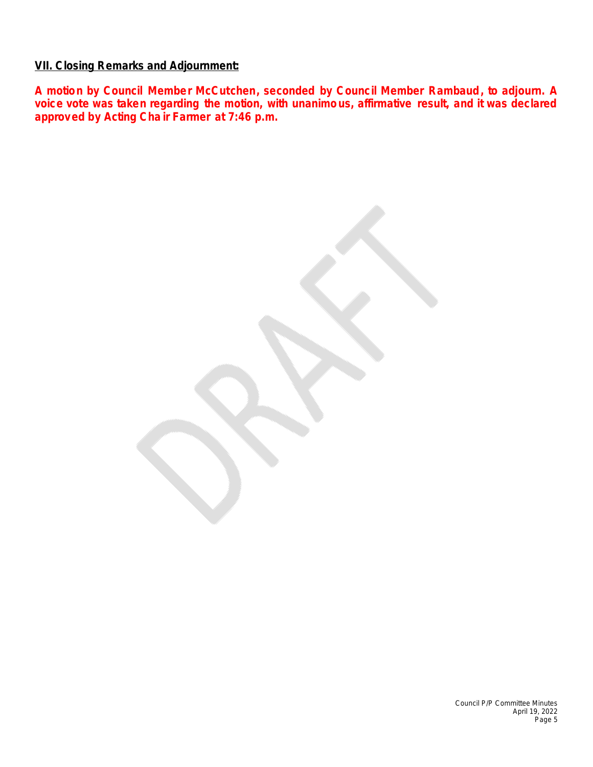## VII. Closing Remarks and Adjournment:

**A motion by Council Member McCutchen, seconded by Council Member Rambaud, to adjourn. A voice vote was taken regarding the motion, with unanimous, affirmative result, and it was declared approved by Acting Chair Farmer at 7:46 p.m.**